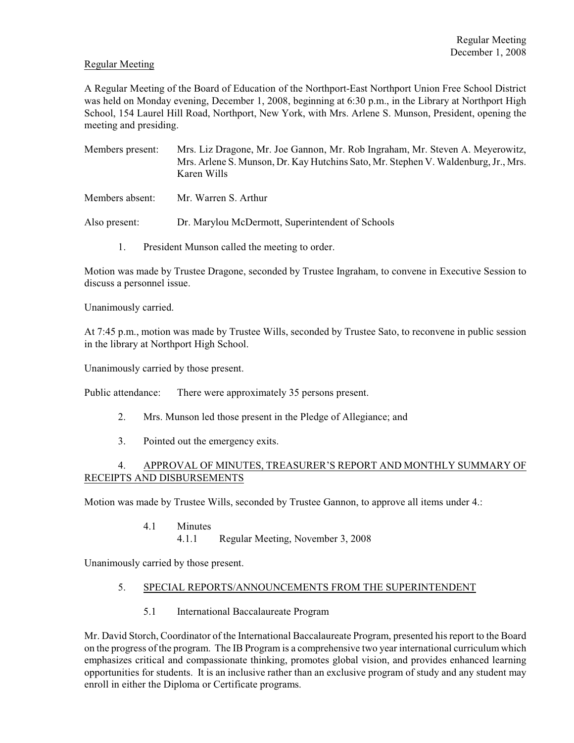Regular Meeting

A Regular Meeting of the Board of Education of the Northport-East Northport Union Free School District was held on Monday evening, December 1, 2008, beginning at 6:30 p.m., in the Library at Northport High School, 154 Laurel Hill Road, Northport, New York, with Mrs. Arlene S. Munson, President, opening the meeting and presiding.

Members present: Mrs. Liz Dragone, Mr. Joe Gannon, Mr. Rob Ingraham, Mr. Steven A. Meyerowitz, Mrs. Arlene S. Munson, Dr. Kay Hutchins Sato, Mr. Stephen V. Waldenburg, Jr., Mrs. Karen Wills

Members absent: Mr. Warren S. Arthur

Also present: Dr. Marylou McDermott, Superintendent of Schools

1. President Munson called the meeting to order.

Motion was made by Trustee Dragone, seconded by Trustee Ingraham, to convene in Executive Session to discuss a personnel issue.

Unanimously carried.

At 7:45 p.m., motion was made by Trustee Wills, seconded by Trustee Sato, to reconvene in public session in the library at Northport High School.

Unanimously carried by those present.

Public attendance: There were approximately 35 persons present.

2. Mrs. Munson led those present in the Pledge of Allegiance; and

3. Pointed out the emergency exits.

4. APPROVAL OF MINUTES, TREASURER'S REPORT AND MONTHLY SUMMARY OF RECEIPTS AND DISBURSEMENTS

Motion was made by Trustee Wills, seconded by Trustee Gannon, to approve all items under 4.:

4.1 Minutes
   4.1.1 Regular Meeting, November 3, 2008

Unanimously carried by those present.

5. SPECIAL REPORTS/ANNOUNCEMENTS FROM THE SUPERINTENDENT

5.1 International Baccalaureate Program

Mr. David Storch, Coordinator of the International Baccalaureate Program, presented his report to the Board on the progress of the program. The IB Program is a comprehensive two year international curriculum which emphasizes critical and compassionate thinking, promotes global vision, and provides enhanced learning opportunities for students. It is an inclusive rather than an exclusive program of study and any student may enroll in either the Diploma or Certificate programs.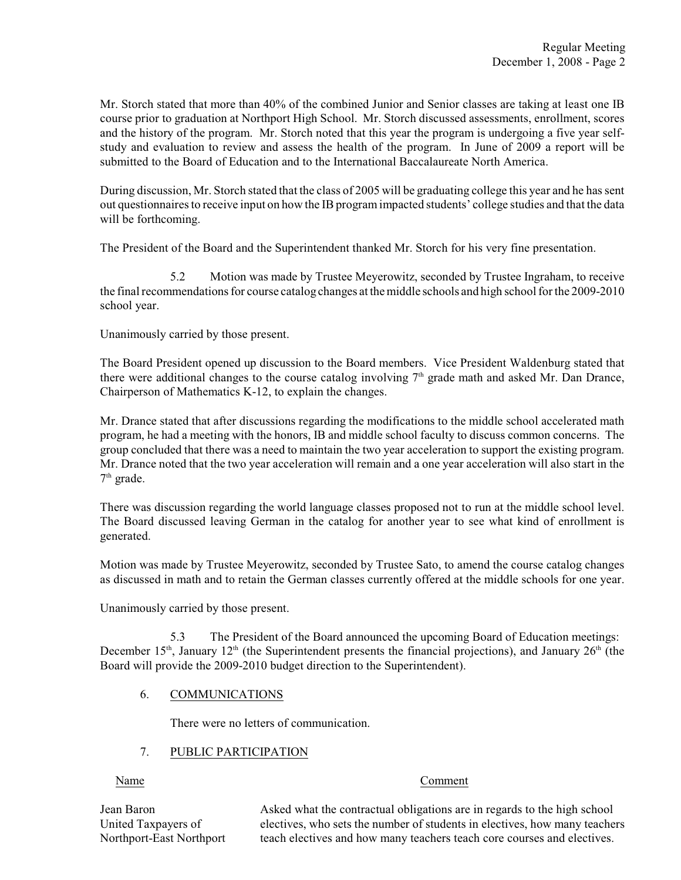Mr. Storch stated that more than 40% of the combined Junior and Senior classes are taking at least one IB course prior to graduation at Northport High School. Mr. Storch discussed assessments, enrollment, scores and the history of the program. Mr. Storch noted that this year the program is undergoing a five year self-study and evaluation to review and assess the health of the program. In June of 2009 a report will be submitted to the Board of Education and to the International Baccalaureate North America.

During discussion, Mr. Storch stated that the class of 2005 will be graduating college this year and he has sent out questionnaires to receive input on how the IB program impacted students' college studies and that the data will be forthcoming.

The President of the Board and the Superintendent thanked Mr. Storch for his very fine presentation.

5.2 Motion was made by Trustee Meyerowitz, seconded by Trustee Ingraham, to receive the final recommendations for course catalog changes at the middle schools and high school for the 2009-2010 school year.

Unanimously carried by those present.

The Board President opened up discussion to the Board members. Vice President Waldenburg stated that there were additional changes to the course catalog involving 7th grade math and asked Mr. Dan Drance, Chairperson of Mathematics K-12, to explain the changes.

Mr. Drance stated that after discussions regarding the modifications to the middle school accelerated math program, he had a meeting with the honors, IB and middle school faculty to discuss common concerns. The group concluded that there was a need to maintain the two year acceleration to support the existing program. Mr. Drance noted that the two year acceleration will remain and a one year acceleration will also start in the 7th grade.

There was discussion regarding the world language classes proposed not to run at the middle school level. The Board discussed leaving German in the catalog for another year to see what kind of enrollment is generated.

Motion was made by Trustee Meyerowitz, seconded by Trustee Sato, to amend the course catalog changes as discussed in math and to retain the German classes currently offered at the middle schools for one year.

Unanimously carried by those present.

5.3 The President of the Board announced the upcoming Board of Education meetings: December 15th, January 12th (the Superintendent presents the financial projections), and January 26th (the Board will provide the 2009-2010 budget direction to the Superintendent).

6. COMMUNICATIONS

There were no letters of communication.

7. PUBLIC PARTICIPATION

| Name | Comment |
|---|---|
| Jean Baron<br>United Taxpayers of<br>Northport-East Northport | Asked what the contractual obligations are in regards to the high school electives, who sets the number of students in electives, how many teachers teach electives and how many teachers teach core courses and electives. |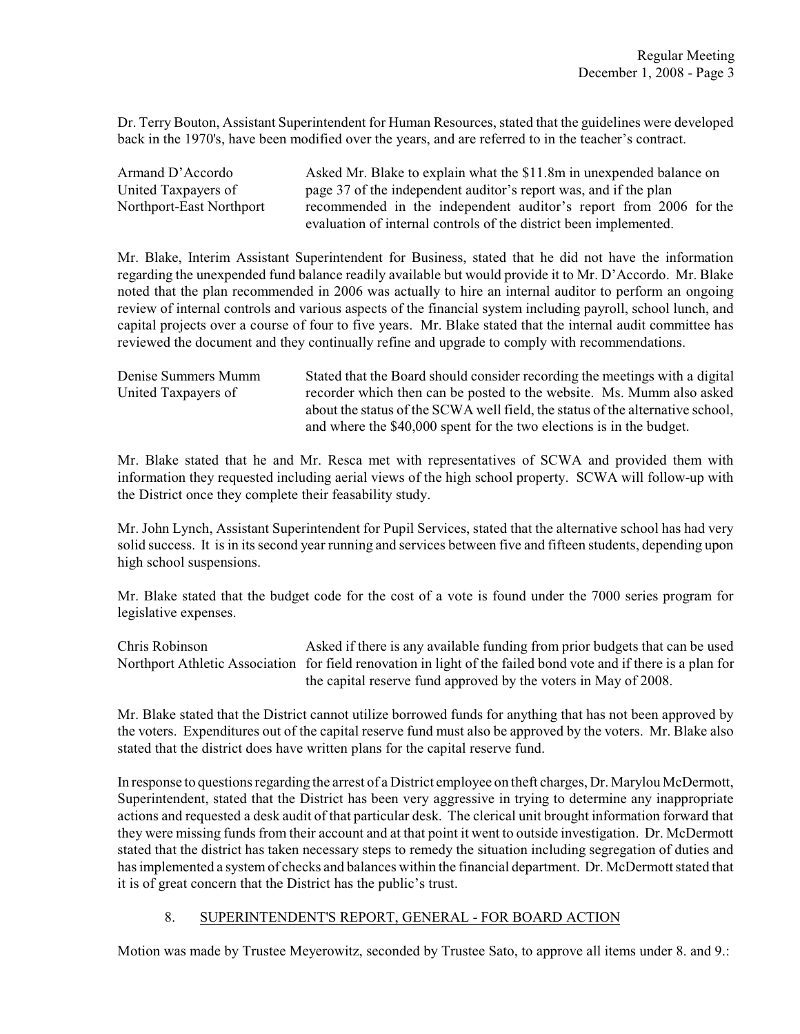Dr. Terry Bouton, Assistant Superintendent for Human Resources, stated that the guidelines were developed back in the 1970's, have been modified over the years, and are referred to in the teacher's contract.

| | |
|---|---|
| Armand D'Accordo<br>United Taxpayers of<br>Northport-East Northport | Asked Mr. Blake to explain what the $11.8m in unexpended balance on page 37 of the independent auditor's report was, and if the plan recommended in the independent auditor's report from 2006 for the evaluation of internal controls of the district been implemented. |

Mr. Blake, Interim Assistant Superintendent for Business, stated that he did not have the information regarding the unexpended fund balance readily available but would provide it to Mr. D'Accordo. Mr. Blake noted that the plan recommended in 2006 was actually to hire an internal auditor to perform an ongoing review of internal controls and various aspects of the financial system including payroll, school lunch, and capital projects over a course of four to five years. Mr. Blake stated that the internal audit committee has reviewed the document and they continually refine and upgrade to comply with recommendations.

| | |
|---|---|
| Denise Summers Mumm<br>United Taxpayers of | Stated that the Board should consider recording the meetings with a digital recorder which then can be posted to the website. Ms. Mumm also asked about the status of the SCWA well field, the status of the alternative school, and where the $40,000 spent for the two elections is in the budget. |

Mr. Blake stated that he and Mr. Resca met with representatives of SCWA and provided them with information they requested including aerial views of the high school property. SCWA will follow-up with the District once they complete their feasability study.

Mr. John Lynch, Assistant Superintendent for Pupil Services, stated that the alternative school has had very solid success. It is in its second year running and services between five and fifteen students, depending upon high school suspensions.

Mr. Blake stated that the budget code for the cost of a vote is found under the 7000 series program for legislative expenses.

| | |
|---|---|
| Chris Robinson<br>Northport Athletic Association | Asked if there is any available funding from prior budgets that can be used for field renovation in light of the failed bond vote and if there is a plan for the capital reserve fund approved by the voters in May of 2008. |

Mr. Blake stated that the District cannot utilize borrowed funds for anything that has not been approved by the voters. Expenditures out of the capital reserve fund must also be approved by the voters. Mr. Blake also stated that the district does have written plans for the capital reserve fund.

In response to questions regarding the arrest of a District employee on theft charges, Dr. Marylou McDermott, Superintendent, stated that the District has been very aggressive in trying to determine any inappropriate actions and requested a desk audit of that particular desk. The clerical unit brought information forward that they were missing funds from their account and at that point it went to outside investigation. Dr. McDermott stated that the district has taken necessary steps to remedy the situation including segregation of duties and has implemented a system of checks and balances within the financial department. Dr. McDermott stated that it is of great concern that the District has the public's trust.

8. <u>SUPERINTENDENT'S REPORT, GENERAL - FOR BOARD ACTION</u>

Motion was made by Trustee Meyerowitz, seconded by Trustee Sato, to approve all items under 8. and 9.: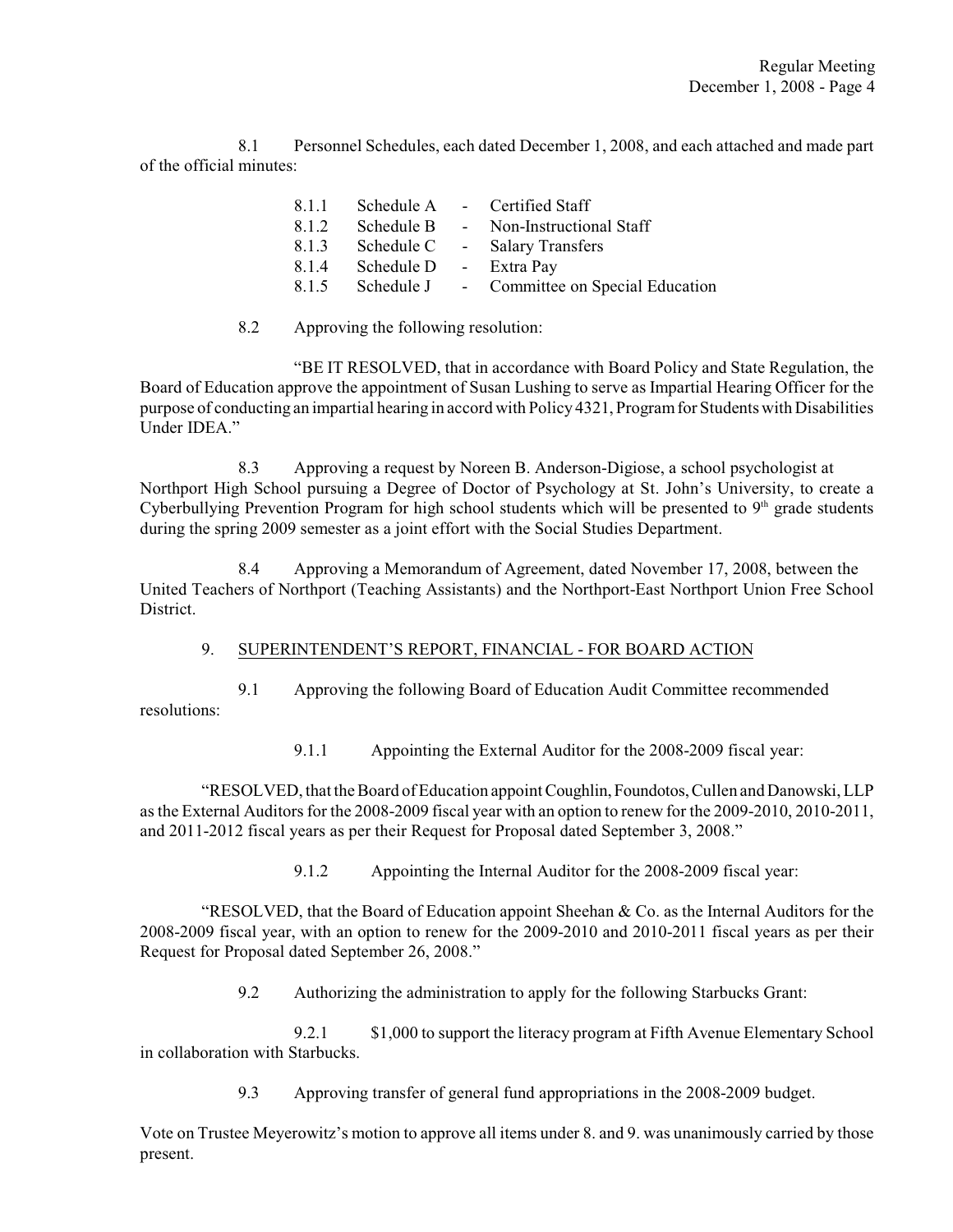8.1 Personnel Schedules, each dated December 1, 2008, and each attached and made part of the official minutes:

- 8.1.1 Schedule A - Certified Staff
- 8.1.2 Schedule B - Non-Instructional Staff
- 8.1.3 Schedule C - Salary Transfers
- 8.1.4 Schedule D - Extra Pay
- 8.1.5 Schedule J - Committee on Special Education

8.2 Approving the following resolution:

"BE IT RESOLVED, that in accordance with Board Policy and State Regulation, the Board of Education approve the appointment of Susan Lushing to serve as Impartial Hearing Officer for the purpose of conducting an impartial hearing in accord with Policy 4321, Program for Students with Disabilities Under IDEA."

8.3 Approving a request by Noreen B. Anderson-Digiose, a school psychologist at Northport High School pursuing a Degree of Doctor of Psychology at St. John's University, to create a Cyberbullying Prevention Program for high school students which will be presented to 9th grade students during the spring 2009 semester as a joint effort with the Social Studies Department.

8.4 Approving a Memorandum of Agreement, dated November 17, 2008, between the United Teachers of Northport (Teaching Assistants) and the Northport-East Northport Union Free School District.

9. SUPERINTENDENT'S REPORT, FINANCIAL - FOR BOARD ACTION

9.1 Approving the following Board of Education Audit Committee recommended resolutions:

9.1.1 Appointing the External Auditor for the 2008-2009 fiscal year:

"RESOLVED, that the Board of Education appoint Coughlin, Foundotos, Cullen and Danowski, LLP as the External Auditors for the 2008-2009 fiscal year with an option to renew for the 2009-2010, 2010-2011, and 2011-2012 fiscal years as per their Request for Proposal dated September 3, 2008."

9.1.2 Appointing the Internal Auditor for the 2008-2009 fiscal year:

"RESOLVED, that the Board of Education appoint Sheehan & Co. as the Internal Auditors for the 2008-2009 fiscal year, with an option to renew for the 2009-2010 and 2010-2011 fiscal years as per their Request for Proposal dated September 26, 2008."

9.2 Authorizing the administration to apply for the following Starbucks Grant:

9.2.1 $1,000 to support the literacy program at Fifth Avenue Elementary School in collaboration with Starbucks.

9.3 Approving transfer of general fund appropriations in the 2008-2009 budget.

Vote on Trustee Meyerowitz's motion to approve all items under 8. and 9. was unanimously carried by those present.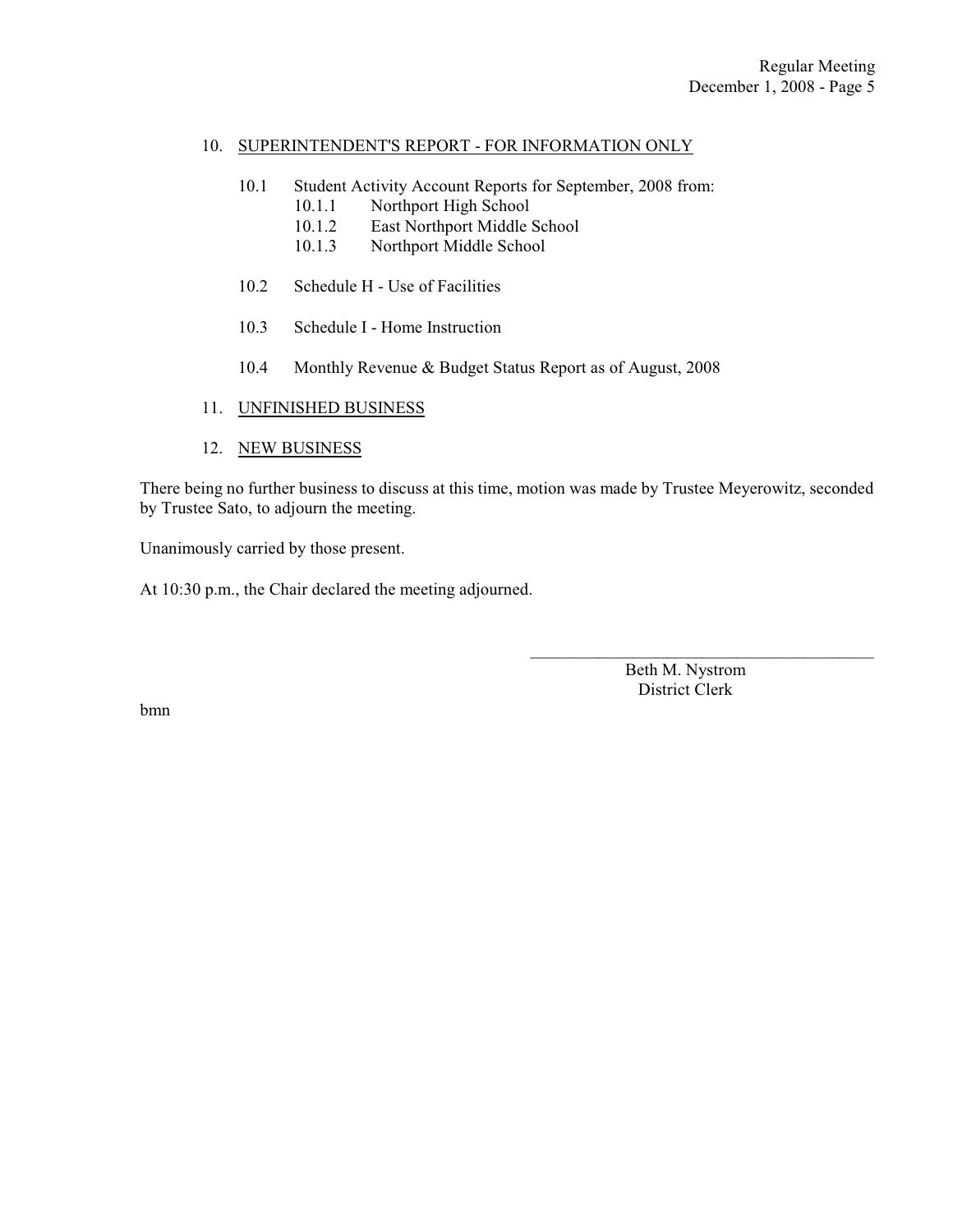10. <u>SUPERINTENDENT'S REPORT - FOR INFORMATION ONLY</u>

    10.1 Student Activity Account Reports for September, 2008 from:
    - 10.1.1 Northport High School
    - 10.1.2 East Northport Middle School
    - 10.1.3 Northport Middle School

    10.2 Schedule H - Use of Facilities

    10.3 Schedule I - Home Instruction

    10.4 Monthly Revenue & Budget Status Report as of August, 2008

11. <u>UNFINISHED BUSINESS</u>

12. <u>NEW BUSINESS</u>

There being no further business to discuss at this time, motion was made by Trustee Meyerowitz, seconded by Trustee Sato, to adjourn the meeting.

Unanimously carried by those present.

At 10:30 p.m., the Chair declared the meeting adjourned.

\_\_\_\_\_\_\_\_\_\_\_\_\_\_\_\_\_\_\_\_\_\_\_\_\_\_\_\_\_\_\_\_\_\_\_\_\_\_\_\_

Beth M. Nystrom
District Clerk

bmn